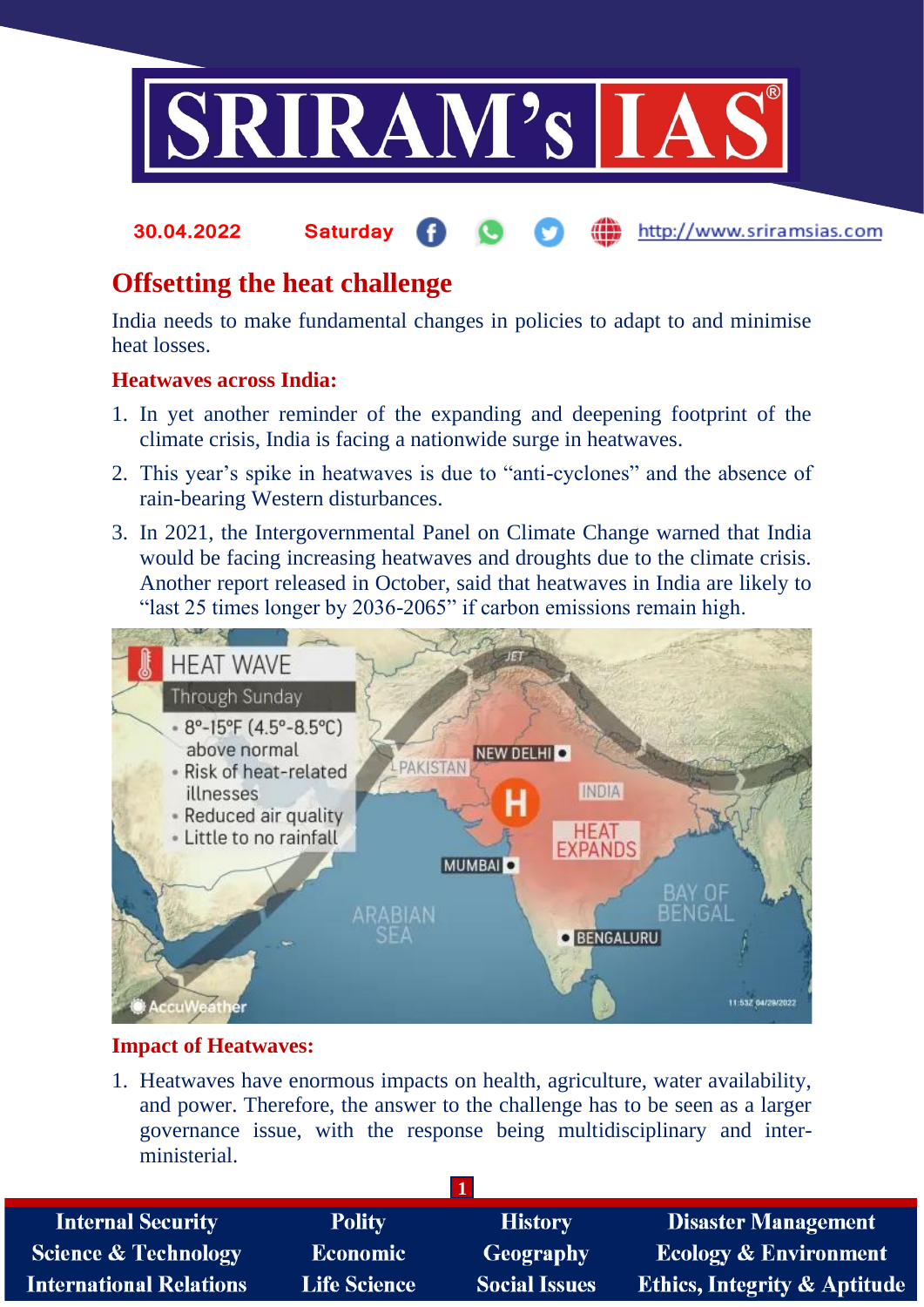30.04.2022 Saturday http://www.sriramsias.com

# Offsetting the heat challenge

India needs to make fundamental changes in policies to adapt to and minimise heat losses.

### Heatwaves across India:

1. In yet another reminder of the expanding and deepening footprint of the climate crisis, India is facing a nationwide surge in heatwaves.
2. This year's spike in heatwaves is due to "anti-cyclones" and the absence of rain-bearing Western disturbances.
3. In 2021, the Intergovernmental Panel on Climate Change warned that India would be facing increasing heatwaves and droughts due to the climate crisis. Another report released in October, said that heatwaves in India are likely to "last 25 times longer by 2036-2065" if carbon emissions remain high.

### Impact of Heatwaves:

1. Heatwaves have enormous impacts on health, agriculture, water availability, and power. Therefore, the answer to the challenge has to be seen as a larger governance issue, with the response being multidisciplinary and inter-ministerial.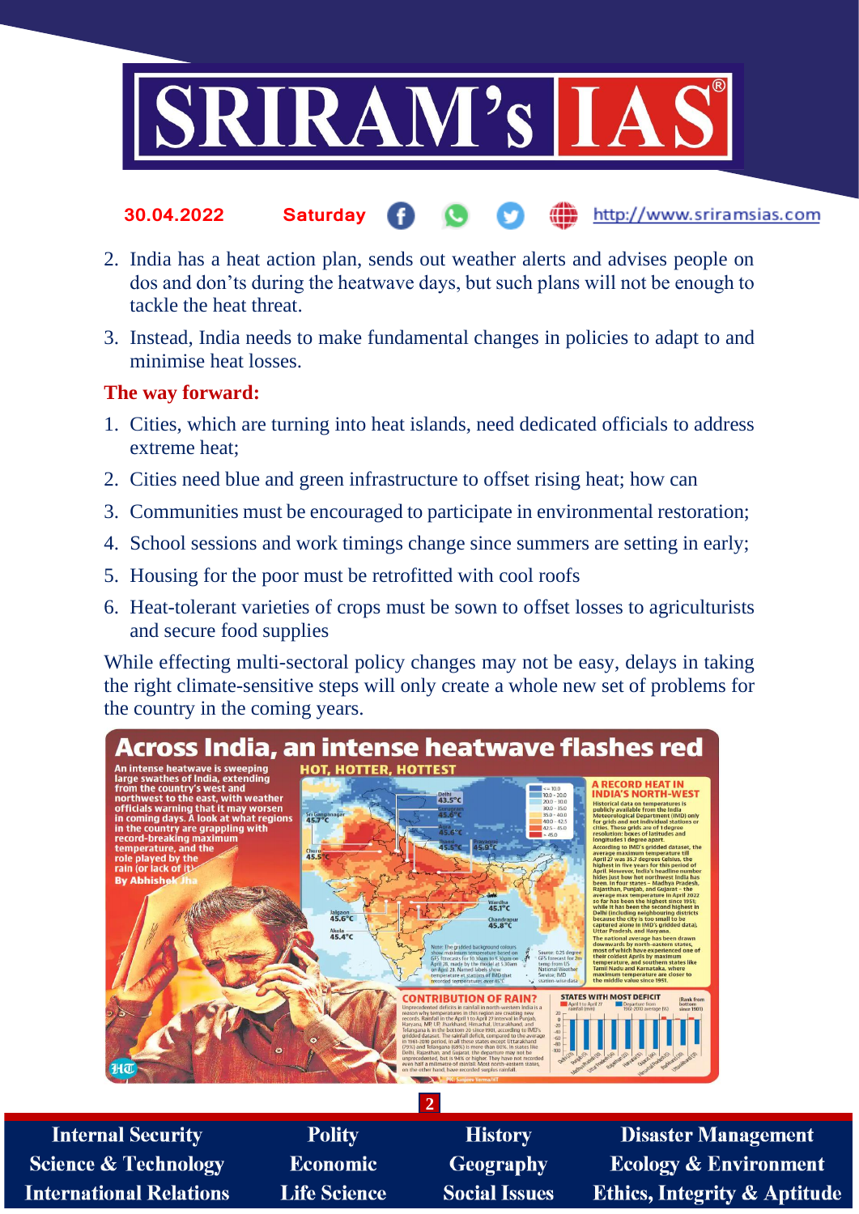2. India has a heat action plan, sends out weather alerts and advises people on dos and don'ts during the heatwave days, but such plans will not be enough to tackle the heat threat.
3. Instead, India needs to make fundamental changes in policies to adapt to and minimise heat losses.

**The way forward:**

1. Cities, which are turning into heat islands, need dedicated officials to address extreme heat;
2. Cities need blue and green infrastructure to offset rising heat; how can
3. Communities must be encouraged to participate in environmental restoration;
4. School sessions and work timings change since summers are setting in early;
5. Housing for the poor must be retrofitted with cool roofs
6. Heat-tolerant varieties of crops must be sown to offset losses to agriculturists and secure food supplies

While effecting multi-sectoral policy changes may not be easy, delays in taking the right climate-sensitive steps will only create a whole new set of problems for the country in the coming years.

**Across India, an intense heatwave flashes red**

An intense heatwave is sweeping large swathes of India, extending from the country's west and northwest to the east, with weather officials warning that it may worsen in coming days. A look at what regions in the country are grappling with record-breaking maximum temperature, and the role played by the rain (or lack of it)

By Abhishek Jha

**HOT, HOTTER, HOTTEST**

Sri Ganganagar 45.7°C; Delhi 43.5°C; Gurugram 45.6°C; Agra 45.6°C; Churu 45.5°C; Jhansi 45.5°C; Prayagraj 45.9°C; Wardha 45.1°C; Chandrapur 45.8°C; Jalgaon 45.6°C; Akola 45.4°C

**A RECORD HEAT IN INDIA'S NORTH-WEST**

**CONTRIBUTION OF RAIN?**

**STATES WITH MOST DEFICIT**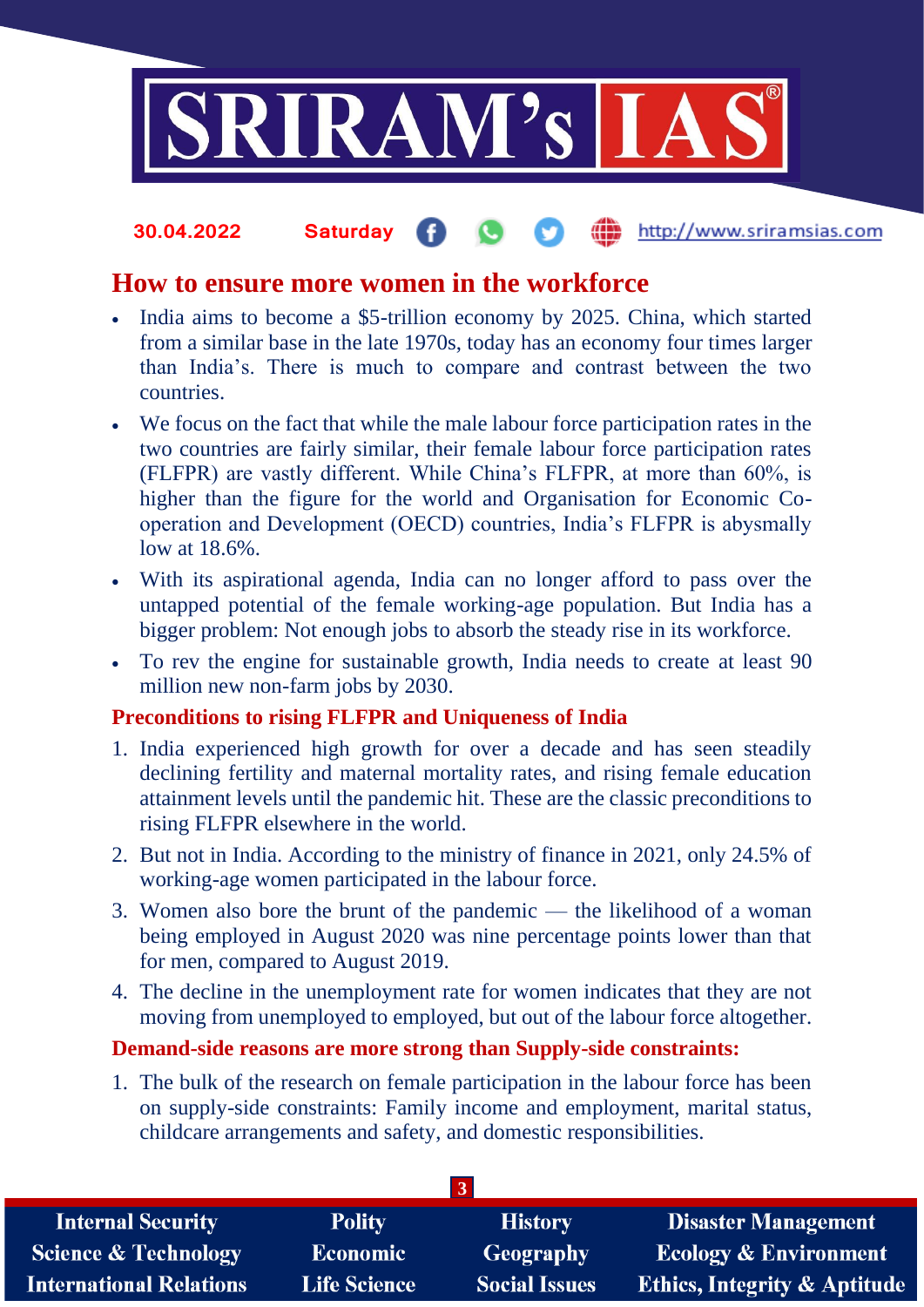## How to ensure more women in the workforce

- India aims to become a $5-trillion economy by 2025. China, which started from a similar base in the late 1970s, today has an economy four times larger than India's. There is much to compare and contrast between the two countries.
- We focus on the fact that while the male labour force participation rates in the two countries are fairly similar, their female labour force participation rates (FLFPR) are vastly different. While China's FLFPR, at more than 60%, is higher than the figure for the world and Organisation for Economic Co-operation and Development (OECD) countries, India's FLFPR is abysmally low at 18.6%.
- With its aspirational agenda, India can no longer afford to pass over the untapped potential of the female working-age population. But India has a bigger problem: Not enough jobs to absorb the steady rise in its workforce.
- To rev the engine for sustainable growth, India needs to create at least 90 million new non-farm jobs by 2030.

### Preconditions to rising FLFPR and Uniqueness of India

1. India experienced high growth for over a decade and has seen steadily declining fertility and maternal mortality rates, and rising female education attainment levels until the pandemic hit. These are the classic preconditions to rising FLFPR elsewhere in the world.
2. But not in India. According to the ministry of finance in 2021, only 24.5% of working-age women participated in the labour force.
3. Women also bore the brunt of the pandemic — the likelihood of a woman being employed in August 2020 was nine percentage points lower than that for men, compared to August 2019.
4. The decline in the unemployment rate for women indicates that they are not moving from unemployed to employed, but out of the labour force altogether.

### Demand-side reasons are more strong than Supply-side constraints:

1. The bulk of the research on female participation in the labour force has been on supply-side constraints: Family income and employment, marital status, childcare arrangements and safety, and domestic responsibilities.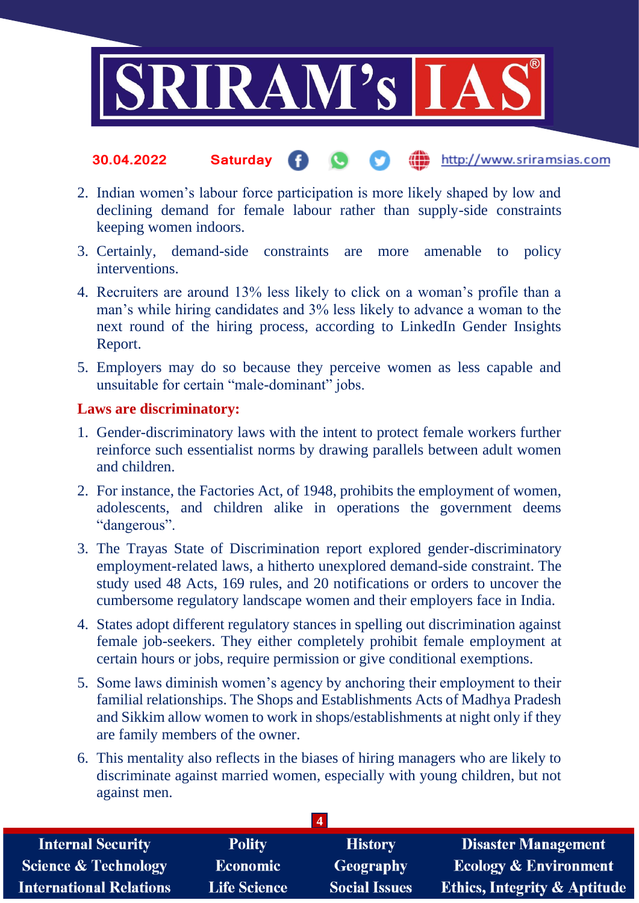2. Indian women's labour force participation is more likely shaped by low and declining demand for female labour rather than supply-side constraints keeping women indoors.
3. Certainly, demand-side constraints are more amenable to policy interventions.
4. Recruiters are around 13% less likely to click on a woman's profile than a man's while hiring candidates and 3% less likely to advance a woman to the next round of the hiring process, according to LinkedIn Gender Insights Report.
5. Employers may do so because they perceive women as less capable and unsuitable for certain "male-dominant" jobs.

**Laws are discriminatory:**

1. Gender-discriminatory laws with the intent to protect female workers further reinforce such essentialist norms by drawing parallels between adult women and children.
2. For instance, the Factories Act, of 1948, prohibits the employment of women, adolescents, and children alike in operations the government deems "dangerous".
3. The Trayas State of Discrimination report explored gender-discriminatory employment-related laws, a hitherto unexplored demand-side constraint. The study used 48 Acts, 169 rules, and 20 notifications or orders to uncover the cumbersome regulatory landscape women and their employers face in India.
4. States adopt different regulatory stances in spelling out discrimination against female job-seekers. They either completely prohibit female employment at certain hours or jobs, require permission or give conditional exemptions.
5. Some laws diminish women's agency by anchoring their employment to their familial relationships. The Shops and Establishments Acts of Madhya Pradesh and Sikkim allow women to work in shops/establishments at night only if they are family members of the owner.
6. This mentality also reflects in the biases of hiring managers who are likely to discriminate against married women, especially with young children, but not against men.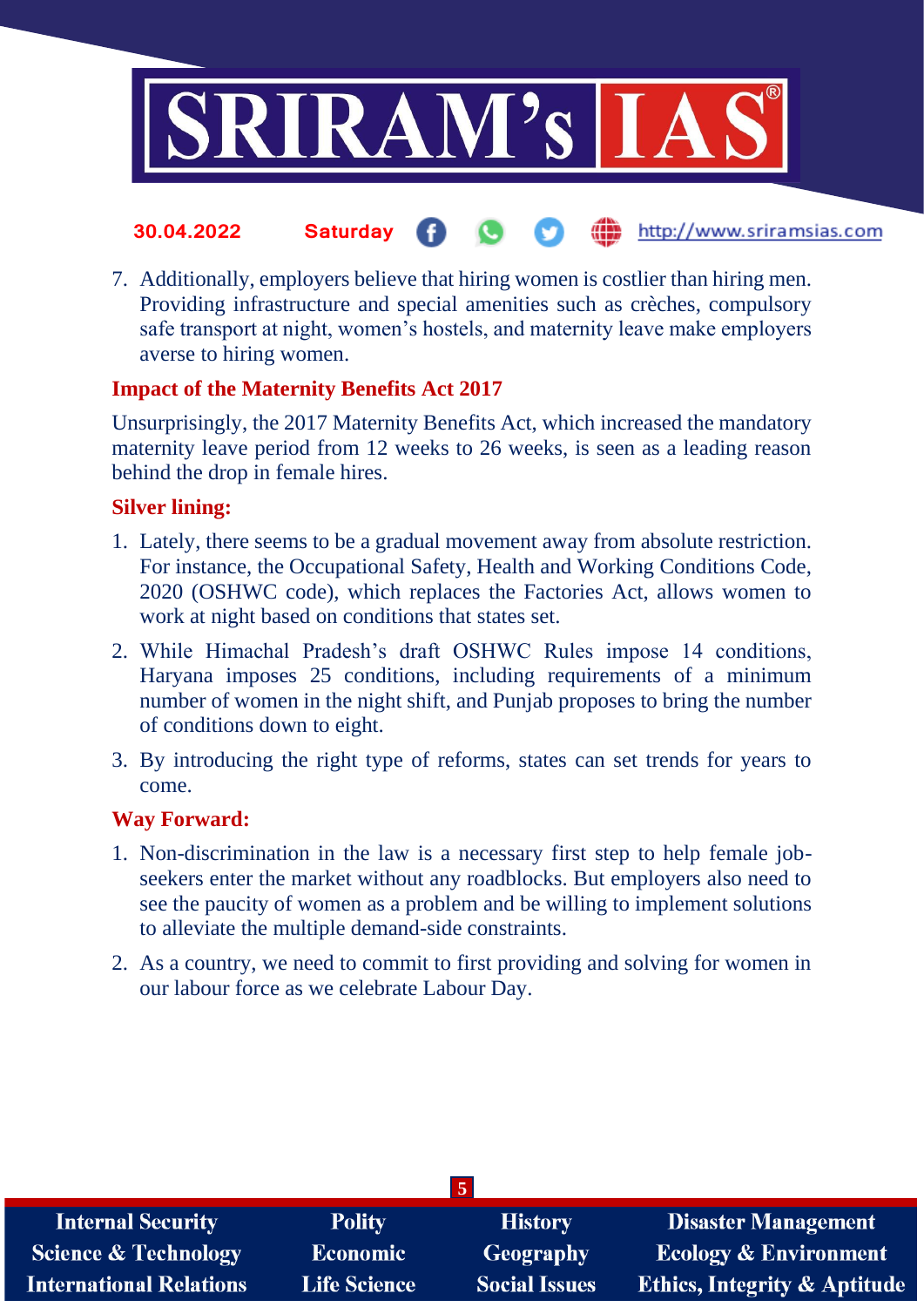7. Additionally, employers believe that hiring women is costlier than hiring men. Providing infrastructure and special amenities such as crèches, compulsory safe transport at night, women's hostels, and maternity leave make employers averse to hiring women.

**Impact of the Maternity Benefits Act 2017**

Unsurprisingly, the 2017 Maternity Benefits Act, which increased the mandatory maternity leave period from 12 weeks to 26 weeks, is seen as a leading reason behind the drop in female hires.

**Silver lining:**

1. Lately, there seems to be a gradual movement away from absolute restriction. For instance, the Occupational Safety, Health and Working Conditions Code, 2020 (OSHWC code), which replaces the Factories Act, allows women to work at night based on conditions that states set.
2. While Himachal Pradesh's draft OSHWC Rules impose 14 conditions, Haryana imposes 25 conditions, including requirements of a minimum number of women in the night shift, and Punjab proposes to bring the number of conditions down to eight.
3. By introducing the right type of reforms, states can set trends for years to come.

**Way Forward:**

1. Non-discrimination in the law is a necessary first step to help female job-seekers enter the market without any roadblocks. But employers also need to see the paucity of women as a problem and be willing to implement solutions to alleviate the multiple demand-side constraints.
2. As a country, we need to commit to first providing and solving for women in our labour force as we celebrate Labour Day.